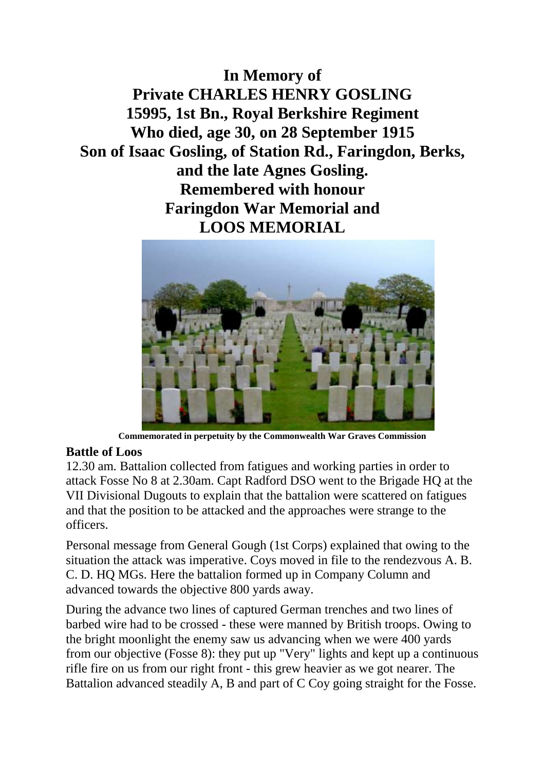# In Memory of
# Private CHARLES HENRY GOSLING
# 15995, 1st Bn., Royal Berkshire Regiment
# Who died, age 30, on 28 September 1915
# Son of Isaac Gosling, of Station Rd., Faringdon, Berks, and the late Agnes Gosling.
# Remembered with honour
# Faringdon War Memorial and
# LOOS MEMORIAL

**Commemorated in perpetuity by the Commonwealth War Graves Commission**

**Battle of Loos**

12.30 am. Battalion collected from fatigues and working parties in order to attack Fosse No 8 at 2.30am. Capt Radford DSO went to the Brigade HQ at the VII Divisional Dugouts to explain that the battalion were scattered on fatigues and that the position to be attacked and the approaches were strange to the officers.

Personal message from General Gough (1st Corps) explained that owing to the situation the attack was imperative. Coys moved in file to the rendezvous A. B. C. D. HQ MGs. Here the battalion formed up in Company Column and advanced towards the objective 800 yards away.

During the advance two lines of captured German trenches and two lines of barbed wire had to be crossed - these were manned by British troops. Owing to the bright moonlight the enemy saw us advancing when we were 400 yards from our objective (Fosse 8): they put up "Very" lights and kept up a continuous rifle fire on us from our right front - this grew heavier as we got nearer. The Battalion advanced steadily A, B and part of C Coy going straight for the Fosse.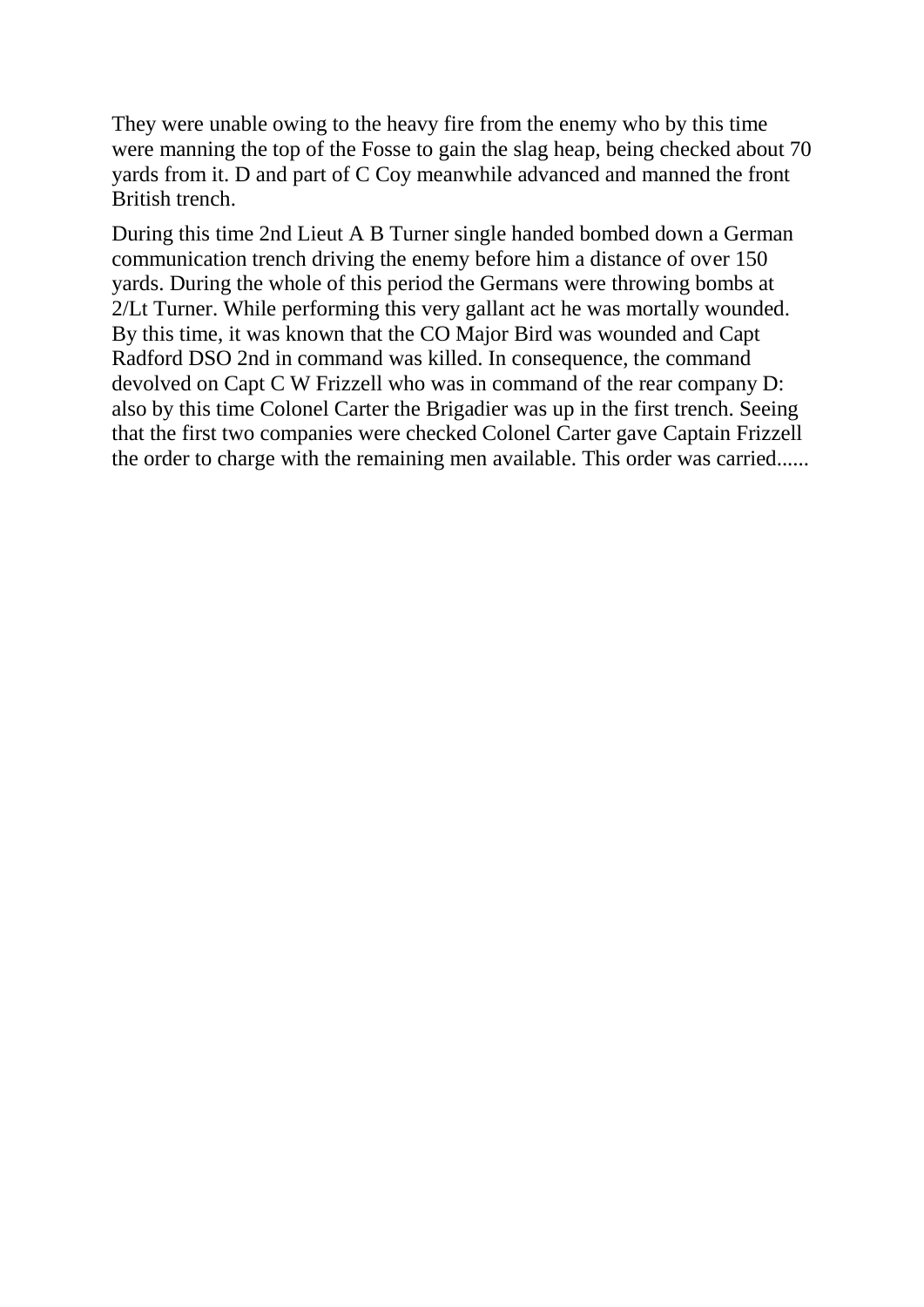They were unable owing to the heavy fire from the enemy who by this time were manning the top of the Fosse to gain the slag heap, being checked about 70 yards from it. D and part of C Coy meanwhile advanced and manned the front British trench.

During this time 2nd Lieut A B Turner single handed bombed down a German communication trench driving the enemy before him a distance of over 150 yards. During the whole of this period the Germans were throwing bombs at 2/Lt Turner. While performing this very gallant act he was mortally wounded. By this time, it was known that the CO Major Bird was wounded and Capt Radford DSO 2nd in command was killed. In consequence, the command devolved on Capt C W Frizzell who was in command of the rear company D: also by this time Colonel Carter the Brigadier was up in the first trench. Seeing that the first two companies were checked Colonel Carter gave Captain Frizzell the order to charge with the remaining men available. This order was carried......